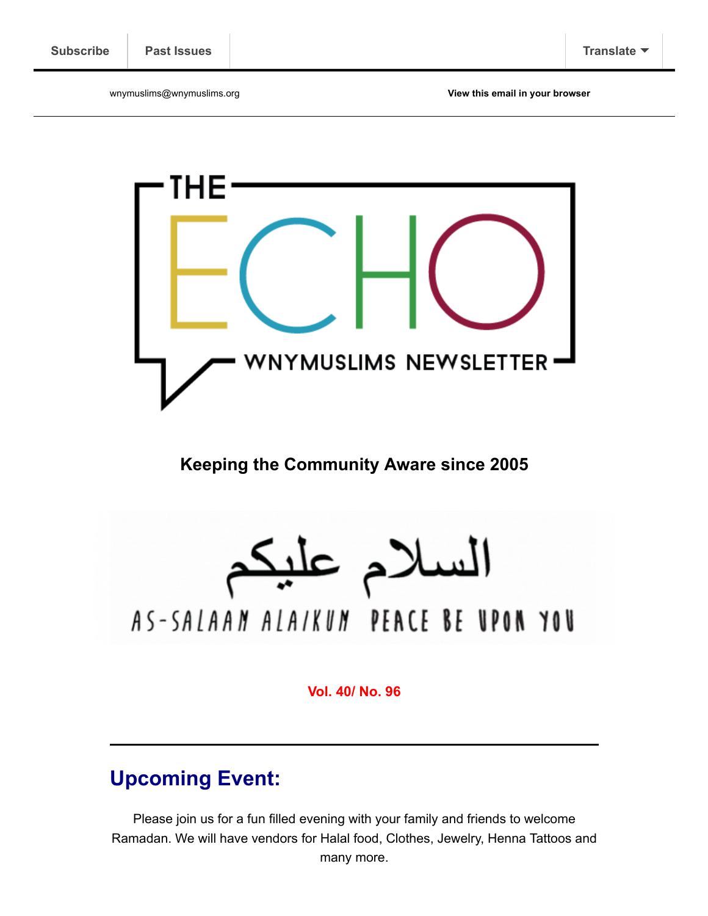Subscribe | Past Issues | Translate

wnymuslims@wnymuslims.org

View this email in your browser

# THE ECHO

WNYMUSLIMS NEWSLETTER

**Keeping the Community Aware since 2005**

السلام عليكم

AS-SALAAM ALAIKUM PEACE BE UPON YOU

**Vol. 40/ No. 96**

---

## Upcoming Event:

Please join us for a fun filled evening with your family and friends to welcome Ramadan. We will have vendors for Halal food, Clothes, Jewelry, Henna Tattoos and many more.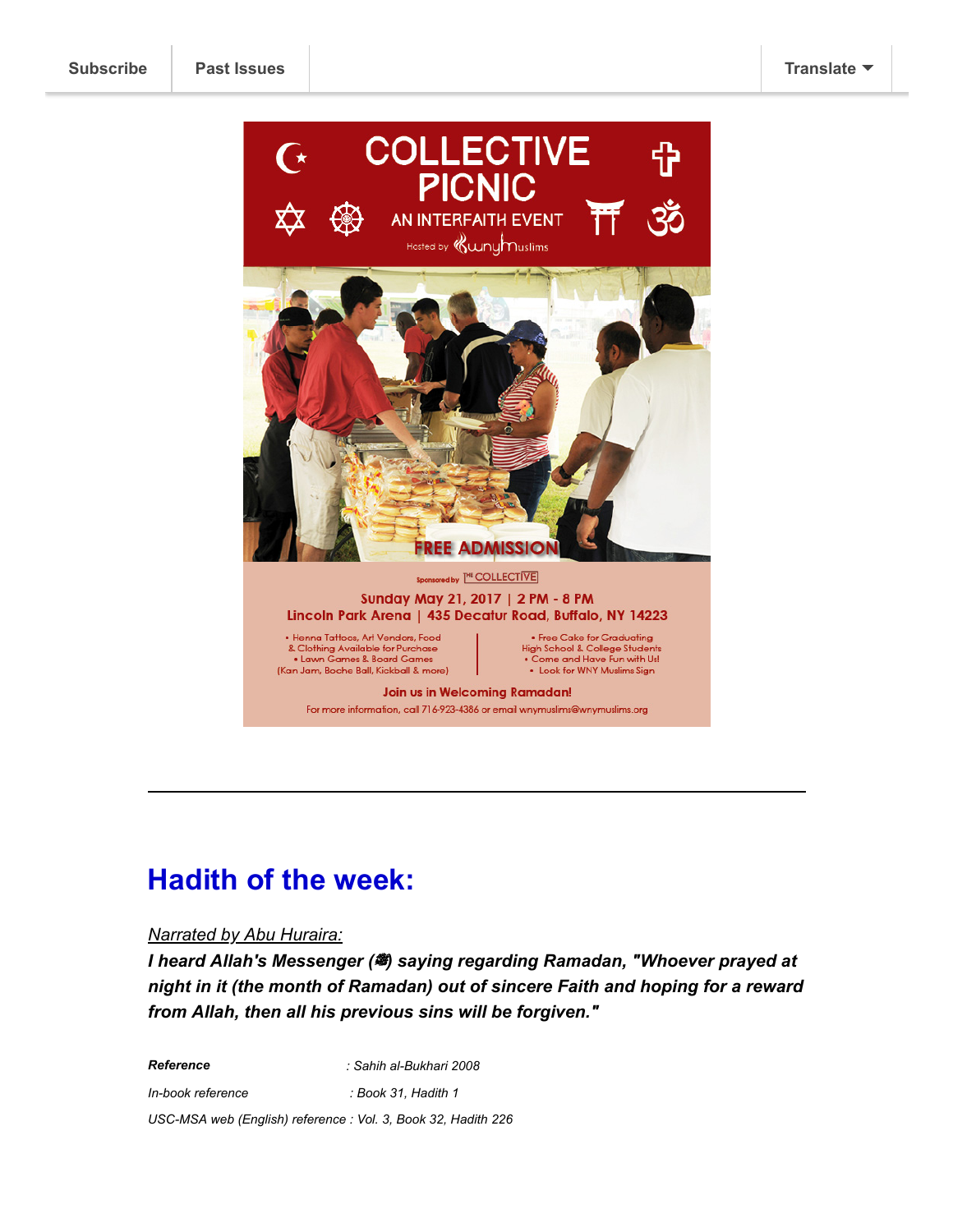Subscribe | Past Issues | Translate

# COLLECTIVE PICNIC

AN INTERFAITH EVENT

Hosted by wnymuslims

FREE ADMISSION

Sponsored by THE COLLECTIVE

Sunday May 21, 2017 | 2 PM - 8 PM

Lincoln Park Arena | 435 Decatur Road, Buffalo, NY 14223

- Henna Tattoos, Art Vendors, Food & Clothing Available for Purchase
- Lawn Games & Board Games (Kan Jam, Boche Ball, Kickball & more)
- Free Cake for Graduating High School & College Students
- Come and Have Fun with Us!
- Look for WNY Muslims Sign

**Join us in Welcoming Ramadan!**

For more information, call 716-923-4386 or email wnymuslims@wnymuslims.org

---

## Hadith of the week:

*Narrated by Abu Huraira:*

***I heard Allah's Messenger (ﷺ) saying regarding Ramadan, "Whoever prayed at night in it (the month of Ramadan) out of sincere Faith and hoping for a reward from Allah, then all his previous sins will be forgiven."***

***Reference*** *: Sahih al-Bukhari 2008*

*In-book reference : Book 31, Hadith 1*

*USC-MSA web (English) reference : Vol. 3, Book 32, Hadith 226*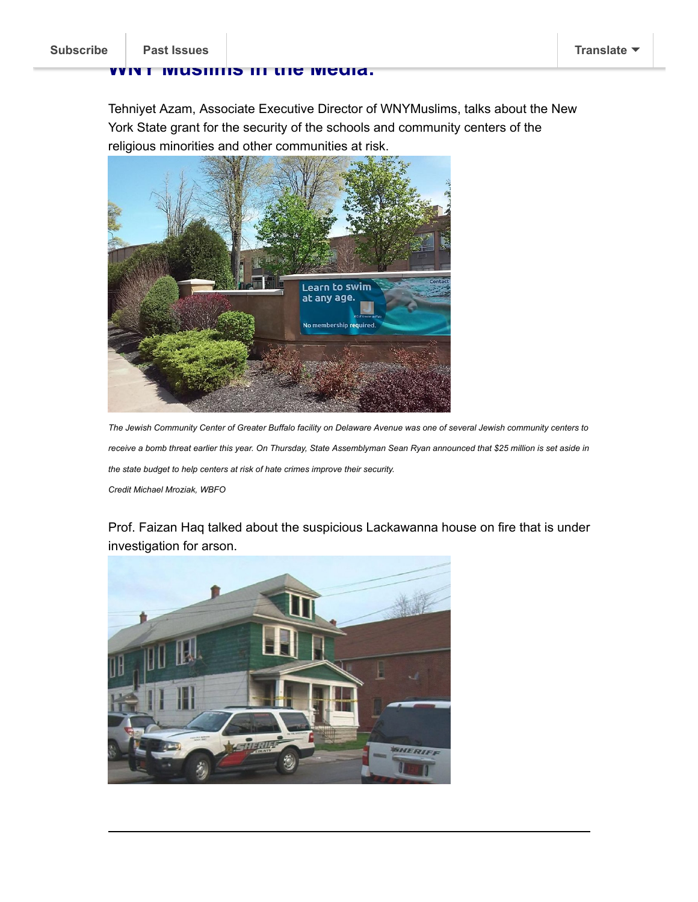## WNY Muslims in the Media:

Tehniyet Azam, Associate Executive Director of WNYMuslims, talks about the New York State grant for the security of the schools and community centers of the religious minorities and other communities at risk.

*The Jewish Community Center of Greater Buffalo facility on Delaware Avenue was one of several Jewish community centers to receive a bomb threat earlier this year. On Thursday, State Assemblyman Sean Ryan announced that $25 million is set aside in the state budget to help centers at risk of hate crimes improve their security.*

*Credit Michael Mroziak, WBFO*

Prof. Faizan Haq talked about the suspicious Lackawanna house on fire that is under investigation for arson.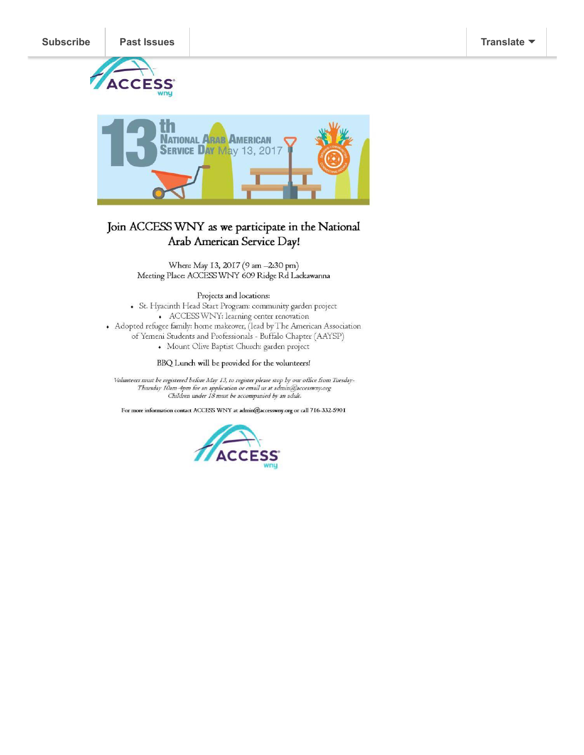Subscribe | Past Issues | Translate

13th National Arab American Service Day May 13, 2017

## Join ACCESS WNY as we participate in the National Arab American Service Day!

When: May 13, 2017 (9 am –2:30 pm)
Meeting Place: ACCESS WNY 609 Ridge Rd Lackawanna

Projects and locations:

- St. Hyacinth Head Start Program: community garden project
- ACCESS WNY: learning center renovation
- Adopted refugee family: home makeover, (lead by The American Association of Yemeni Students and Professionals - Buffalo Chapter (AAYSP)
- Mount Olive Baptist Church: garden project

BBQ Lunch will be provided for the volunteers!

*Volunteers must be registered before May 13, to register please stop by our office from Tuesday-Thursday 10am-4pm for an application or email us at admin@accesswny.org*
*Children under 18 must be accompanied by an adult.*

For more information contact ACCESS WNY at admin@accesswny.org or call 716-332-5901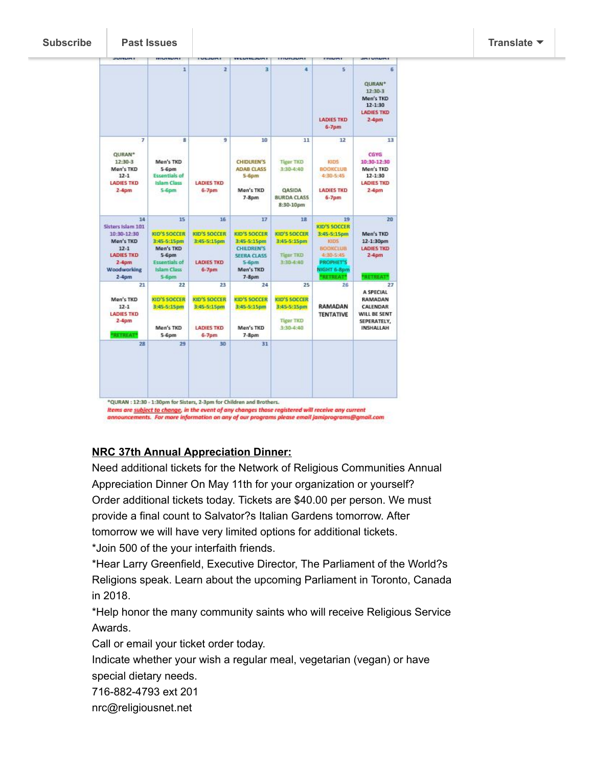| Subscribe | Past Issues | Translate ▼ |
|---|---|---|

| SUNDAY | MONDAY | TUESDAY | WEDNESDAY | THURSDAY | FRIDAY | SATURDAY |
|---|---|---|---|---|---|---|
| | 1 | 2 | 3 | 4 | 5<br>LADIES TKD 6-7pm | 6<br>QURAN* 12:30-3<br>Men's TKD 12-1:30<br>LADIES TKD 2-4pm |
| 7<br>QURAN* 12:30-3<br>Men's TKD 12-1<br>LADIES TKD 2-4pm | 8<br>Men's TKD 5-6pm<br>Essentials of Islam Class 5-6pm | 9<br>LADIES TKD 6-7pm | 10<br>CHIDLREN'S ADAB CLASS 5-6pm<br>Men's TKD 7-8pm | 11<br>Tiger TKD 3:30-4:40<br>QASIDA BURDA CLASS 8:30-10pm | 12<br>KIDS BOOKCLUB 4:30-5:45<br>LADIES TKD 6-7pm | 13<br>CGYG 10:30-12:30<br>Men's TKD 12-1:30<br>LADIES TKD 2-4pm |
| 14<br>Sisters Islam 101 10:30-12:30<br>Men's TKD 12-1<br>LADIES TKD 2-4pm<br>Woodworking 2-4pm | 15<br>KID'S SOCCER 3:45-5:15pm<br>Men's TKD 5-6pm<br>Essentials of Islam Class 5-6pm | 16<br>KID'S SOCCER 3:45-5:15pm<br>LADIES TKD 6-7pm | 17<br>KID'S SOCCER 3:45-5:15pm<br>CHILDREN'S SEERA CLASS 5-6pm<br>Men's TKD 7-8pm | 18<br>KID'S SOCCER 3:45-5:15pm<br>Tiger TKD 3:30-4:40 | 19<br>KID'S SOCCER 3:45-5:15pm<br>KIDS BOOKCLUB 4:30-5:45<br>PROPHET'S NIGHT 6-8pm<br>*RETREAT* | 20<br>Men's TKD 12-1:30pm<br>LADIES TKD 2-4pm<br>*RETREAT* |
| 21<br>Men's TKD 12-1<br>LADIES TKD 2-4pm<br>*RETREAT* | 22<br>KID'S SOCCER 3:45-5:15pm<br>Men's TKD 5-6pm | 23<br>KID'S SOCCER 3:45-5:15pm<br>LADIES TKD 6-7pm | 24<br>KID'S SOCCER 3:45-5:15pm<br>Men's TKD 7-8pm | 25<br>KID'S SOCCER 3:45-5:15pm<br>Tiger TKD 3:30-4:40 | 26<br>RAMADAN TENTATIVE | 27<br>A SPECIAL RAMADAN CALENDAR WILL BE SENT SEPERATELY, INSHALLAH |
| 28 | 29 | 30 | 31 | | | |

*QURAN : 12:30 - 1:30pm for Sisters, 2-3pm for Children and Brothers.

*Items are subject to change, in the event of any changes those registered will receive any current announcements. For more information on any of our programs please email jamiprograms@gmail.com*

**NRC 37th Annual Appreciation Dinner:**

Need additional tickets for the Network of Religious Communities Annual Appreciation Dinner On May 11th for your organization or yourself?
Order additional tickets today. Tickets are $40.00 per person. We must provide a final count to Salvator?s Italian Gardens tomorrow. After tomorrow we will have very limited options for additional tickets.
*Join 500 of the your interfaith friends.
*Hear Larry Greenfield, Executive Director, The Parliament of the World?s Religions speak. Learn about the upcoming Parliament in Toronto, Canada in 2018.
*Help honor the many community saints who will receive Religious Service Awards.
Call or email your ticket order today.
Indicate whether your wish a regular meal, vegetarian (vegan) or have special dietary needs.
716-882-4793 ext 201
nrc@religiousnet.net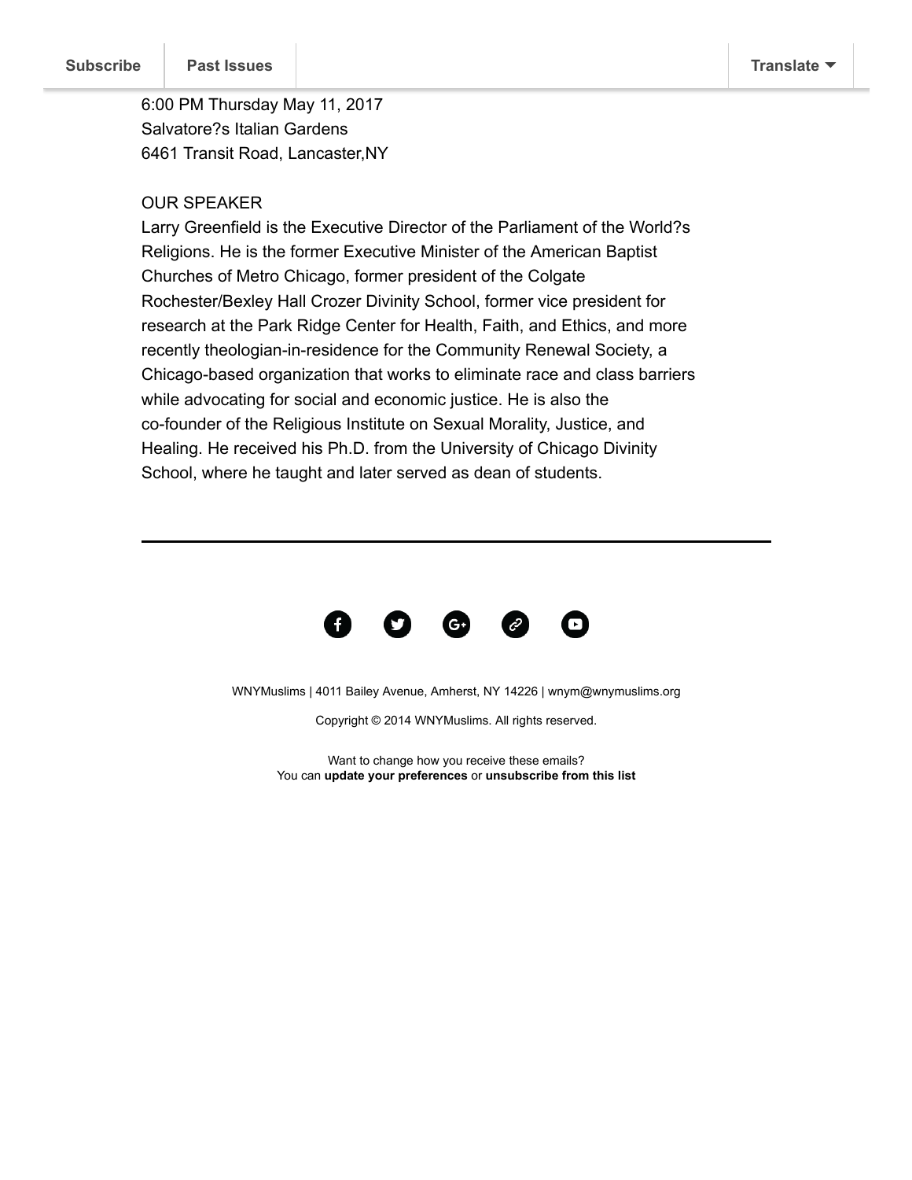6:00 PM Thursday May 11, 2017
Salvatore?s Italian Gardens
6461 Transit Road, Lancaster,NY

OUR SPEAKER

Larry Greenfield is the Executive Director of the Parliament of the World?s Religions. He is the former Executive Minister of the American Baptist Churches of Metro Chicago, former president of the Colgate Rochester/Bexley Hall Crozer Divinity School, former vice president for research at the Park Ridge Center for Health, Faith, and Ethics, and more recently theologian-in-residence for the Community Renewal Society, a Chicago-based organization that works to eliminate race and class barriers while advocating for social and economic justice. He is also the co-founder of the Religious Institute on Sexual Morality, Justice, and Healing. He received his Ph.D. from the University of Chicago Divinity School, where he taught and later served as dean of students.

---

WNYMuslims | 4011 Bailey Avenue, Amherst, NY 14226 | wnym@wnymuslims.org

Copyright © 2014 WNYMuslims. All rights reserved.

Want to change how you receive these emails?
You can **update your preferences** or **unsubscribe from this list**